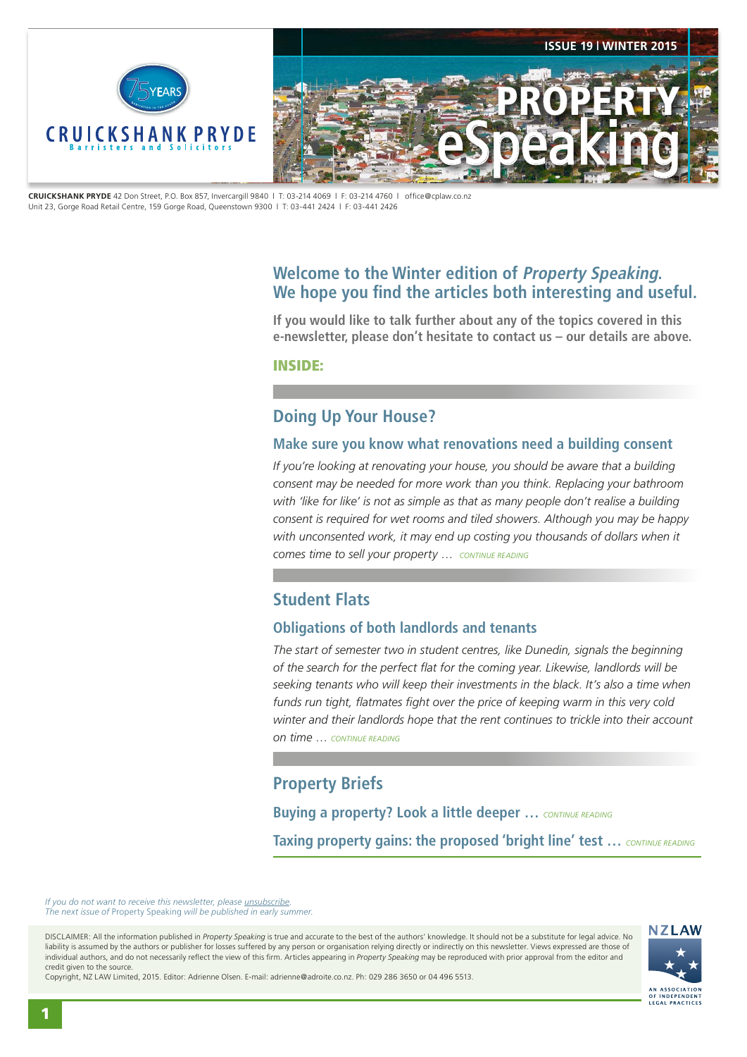CRUICKSHANK PRYDE
Barristers and Solicitors

ISSUE 19 | WINTER 2015

# PROPERTY eSpeaking

**CRUICKSHANK PRYDE** 42 Don Street, P.O. Box 857, Invercargill 9840 | T: 03-214 4069 | F: 03-214 4760 | office@cplaw.co.nz
Unit 23, Gorge Road Retail Centre, 159 Gorge Road, Queenstown 9300 | T: 03-441 2424 | F: 03-441 2426

## Welcome to the Winter edition of *Property Speaking*. We hope you find the articles both interesting and useful.

**If you would like to talk further about any of the topics covered in this e-newsletter, please don't hesitate to contact us – our details are above.**

**INSIDE:**

## Doing Up Your House?

### Make sure you know what renovations need a building consent

*If you're looking at renovating your house, you should be aware that a building consent may be needed for more work than you think. Replacing your bathroom with 'like for like' is not as simple as that as many people don't realise a building consent is required for wet rooms and tiled showers. Although you may be happy with unconsented work, it may end up costing you thousands of dollars when it comes time to sell your property …* CONTINUE READING

## Student Flats

### Obligations of both landlords and tenants

*The start of semester two in student centres, like Dunedin, signals the beginning of the search for the perfect flat for the coming year. Likewise, landlords will be seeking tenants who will keep their investments in the black. It's also a time when funds run tight, flatmates fight over the price of keeping warm in this very cold winter and their landlords hope that the rent continues to trickle into their account on time …* CONTINUE READING

## Property Briefs

**Buying a property? Look a little deeper …** CONTINUE READING

**Taxing property gains: the proposed 'bright line' test …** CONTINUE READING

*If you do not want to receive this newsletter, please unsubscribe.*
*The next issue of* Property Speaking *will be published in early summer.*

DISCLAIMER: All the information published in *Property Speaking* is true and accurate to the best of the authors' knowledge. It should not be a substitute for legal advice. No liability is assumed by the authors or publisher for losses suffered by any person or organisation relying directly or indirectly on this newsletter. Views expressed are those of individual authors, and do not necessarily reflect the view of this firm. Articles appearing in *Property Speaking* may be reproduced with prior approval from the editor and credit given to the source.
Copyright, NZ LAW Limited, 2015. Editor: Adrienne Olsen. E-mail: adrienne@adroite.co.nz. Ph: 029 286 3650 or 04 496 5513.

NZLAW
AN ASSOCIATION OF INDEPENDENT LEGAL PRACTICES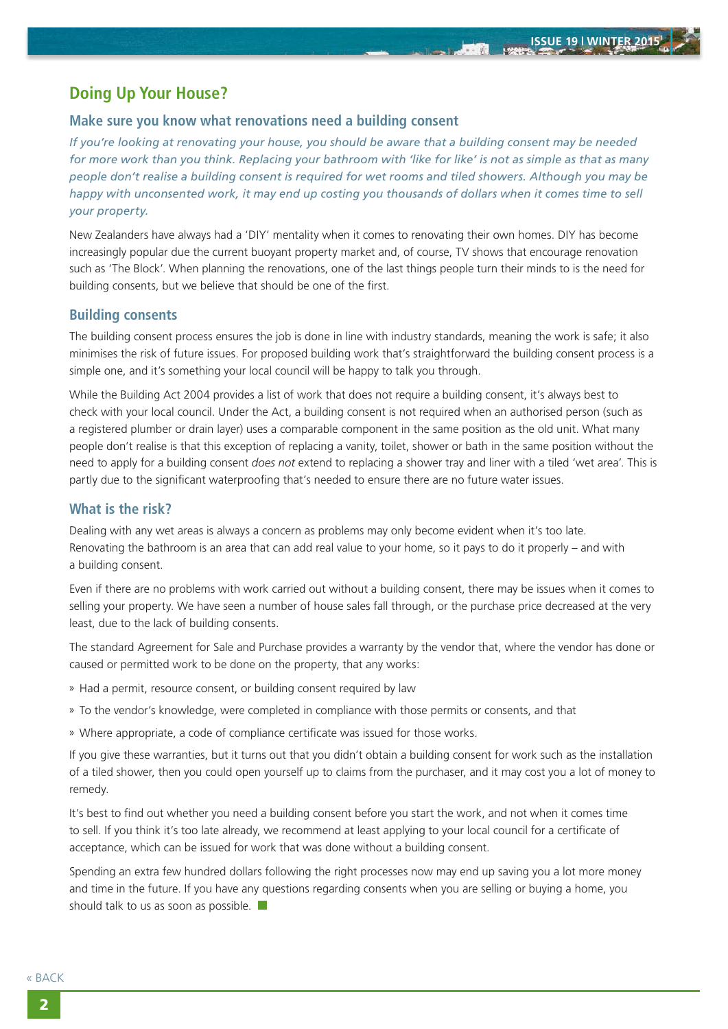## Doing Up Your House?

### Make sure you know what renovations need a building consent

*If you're looking at renovating your house, you should be aware that a building consent may be needed for more work than you think. Replacing your bathroom with 'like for like' is not as simple as that as many people don't realise a building consent is required for wet rooms and tiled showers. Although you may be happy with unconsented work, it may end up costing you thousands of dollars when it comes time to sell your property.*

New Zealanders have always had a 'DIY' mentality when it comes to renovating their own homes. DIY has become increasingly popular due the current buoyant property market and, of course, TV shows that encourage renovation such as 'The Block'. When planning the renovations, one of the last things people turn their minds to is the need for building consents, but we believe that should be one of the first.

### Building consents

The building consent process ensures the job is done in line with industry standards, meaning the work is safe; it also minimises the risk of future issues. For proposed building work that's straightforward the building consent process is a simple one, and it's something your local council will be happy to talk you through.

While the Building Act 2004 provides a list of work that does not require a building consent, it's always best to check with your local council. Under the Act, a building consent is not required when an authorised person (such as a registered plumber or drain layer) uses a comparable component in the same position as the old unit. What many people don't realise is that this exception of replacing a vanity, toilet, shower or bath in the same position without the need to apply for a building consent *does not* extend to replacing a shower tray and liner with a tiled 'wet area'. This is partly due to the significant waterproofing that's needed to ensure there are no future water issues.

### What is the risk?

Dealing with any wet areas is always a concern as problems may only become evident when it's too late. Renovating the bathroom is an area that can add real value to your home, so it pays to do it properly – and with a building consent.

Even if there are no problems with work carried out without a building consent, there may be issues when it comes to selling your property. We have seen a number of house sales fall through, or the purchase price decreased at the very least, due to the lack of building consents.

The standard Agreement for Sale and Purchase provides a warranty by the vendor that, where the vendor has done or caused or permitted work to be done on the property, that any works:

- Had a permit, resource consent, or building consent required by law
- To the vendor's knowledge, were completed in compliance with those permits or consents, and that
- Where appropriate, a code of compliance certificate was issued for those works.

If you give these warranties, but it turns out that you didn't obtain a building consent for work such as the installation of a tiled shower, then you could open yourself up to claims from the purchaser, and it may cost you a lot of money to remedy.

It's best to find out whether you need a building consent before you start the work, and not when it comes time to sell. If you think it's too late already, we recommend at least applying to your local council for a certificate of acceptance, which can be issued for work that was done without a building consent.

Spending an extra few hundred dollars following the right processes now may end up saving you a lot more money and time in the future. If you have any questions regarding consents when you are selling or buying a home, you should talk to us as soon as possible.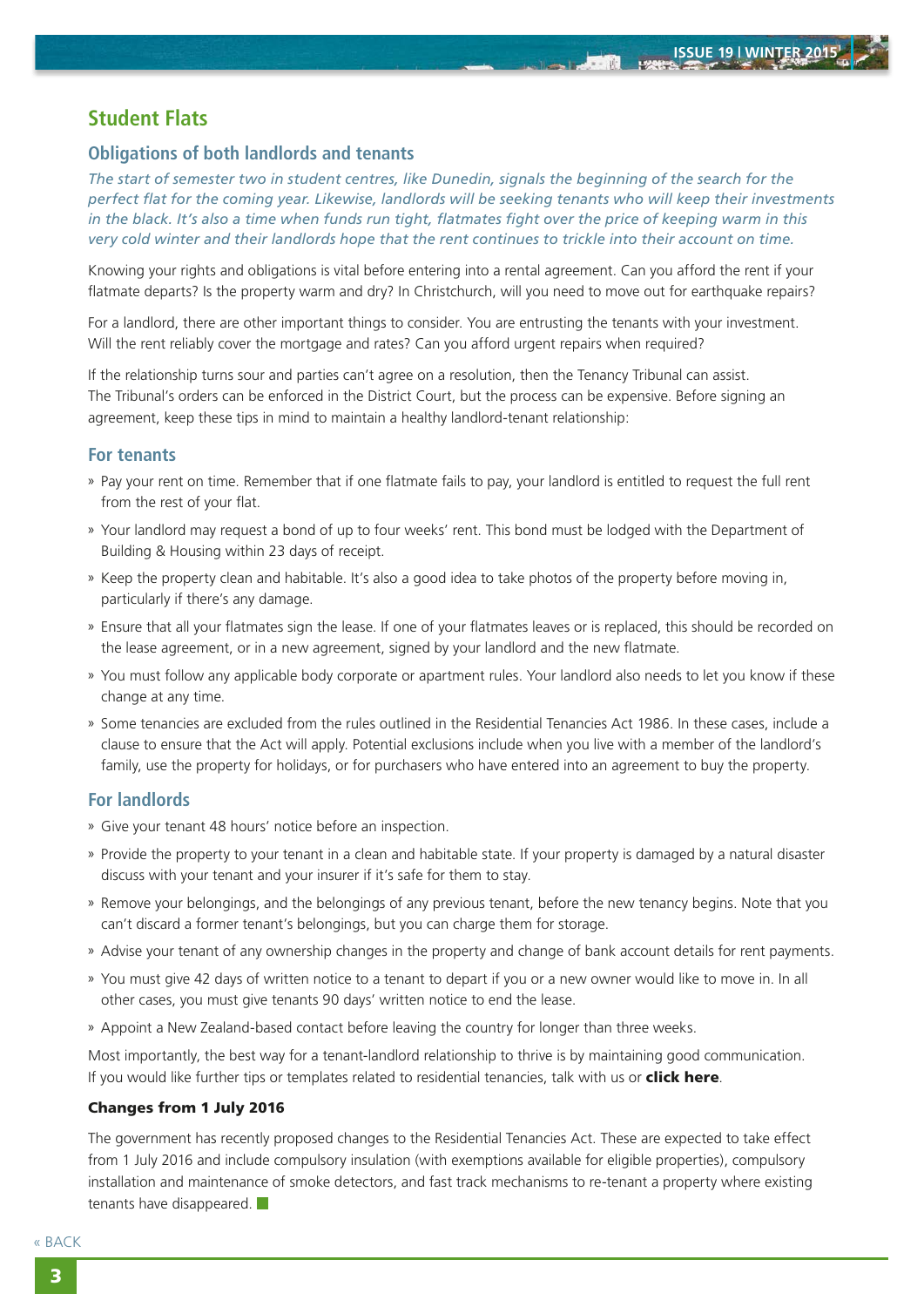## Student Flats

### Obligations of both landlords and tenants

*The start of semester two in student centres, like Dunedin, signals the beginning of the search for the perfect flat for the coming year. Likewise, landlords will be seeking tenants who will keep their investments in the black. It's also a time when funds run tight, flatmates fight over the price of keeping warm in this very cold winter and their landlords hope that the rent continues to trickle into their account on time.*

Knowing your rights and obligations is vital before entering into a rental agreement. Can you afford the rent if your flatmate departs? Is the property warm and dry? In Christchurch, will you need to move out for earthquake repairs?

For a landlord, there are other important things to consider. You are entrusting the tenants with your investment. Will the rent reliably cover the mortgage and rates? Can you afford urgent repairs when required?

If the relationship turns sour and parties can't agree on a resolution, then the Tenancy Tribunal can assist. The Tribunal's orders can be enforced in the District Court, but the process can be expensive. Before signing an agreement, keep these tips in mind to maintain a healthy landlord-tenant relationship:

### For tenants

- Pay your rent on time. Remember that if one flatmate fails to pay, your landlord is entitled to request the full rent from the rest of your flat.
- Your landlord may request a bond of up to four weeks' rent. This bond must be lodged with the Department of Building & Housing within 23 days of receipt.
- Keep the property clean and habitable. It's also a good idea to take photos of the property before moving in, particularly if there's any damage.
- Ensure that all your flatmates sign the lease. If one of your flatmates leaves or is replaced, this should be recorded on the lease agreement, or in a new agreement, signed by your landlord and the new flatmate.
- You must follow any applicable body corporate or apartment rules. Your landlord also needs to let you know if these change at any time.
- Some tenancies are excluded from the rules outlined in the Residential Tenancies Act 1986. In these cases, include a clause to ensure that the Act will apply. Potential exclusions include when you live with a member of the landlord's family, use the property for holidays, or for purchasers who have entered into an agreement to buy the property.

### For landlords

- Give your tenant 48 hours' notice before an inspection.
- Provide the property to your tenant in a clean and habitable state. If your property is damaged by a natural disaster discuss with your tenant and your insurer if it's safe for them to stay.
- Remove your belongings, and the belongings of any previous tenant, before the new tenancy begins. Note that you can't discard a former tenant's belongings, but you can charge them for storage.
- Advise your tenant of any ownership changes in the property and change of bank account details for rent payments.
- You must give 42 days of written notice to a tenant to depart if you or a new owner would like to move in. In all other cases, you must give tenants 90 days' written notice to end the lease.
- Appoint a New Zealand-based contact before leaving the country for longer than three weeks.

Most importantly, the best way for a tenant-landlord relationship to thrive is by maintaining good communication. If you would like further tips or templates related to residential tenancies, talk with us or **click here**.

#### Changes from 1 July 2016

The government has recently proposed changes to the Residential Tenancies Act. These are expected to take effect from 1 July 2016 and include compulsory insulation (with exemptions available for eligible properties), compulsory installation and maintenance of smoke detectors, and fast track mechanisms to re-tenant a property where existing tenants have disappeared.

« BACK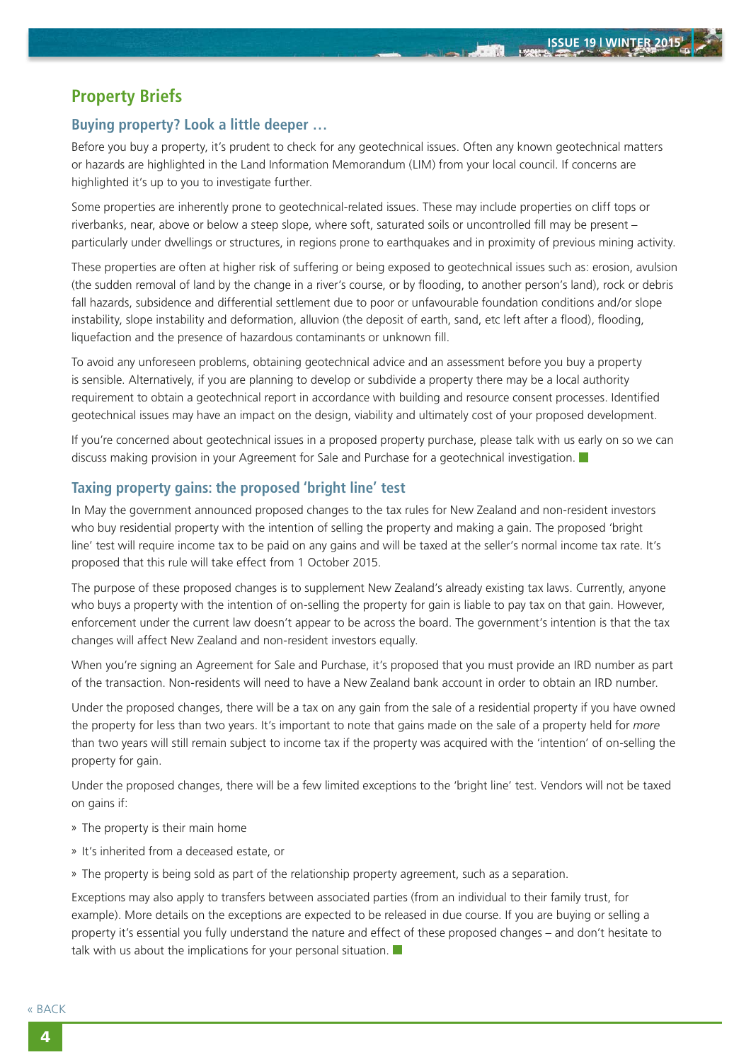## Property Briefs

### Buying property? Look a little deeper …

Before you buy a property, it's prudent to check for any geotechnical issues. Often any known geotechnical matters or hazards are highlighted in the Land Information Memorandum (LIM) from your local council. If concerns are highlighted it's up to you to investigate further.

Some properties are inherently prone to geotechnical-related issues. These may include properties on cliff tops or riverbanks, near, above or below a steep slope, where soft, saturated soils or uncontrolled fill may be present – particularly under dwellings or structures, in regions prone to earthquakes and in proximity of previous mining activity.

These properties are often at higher risk of suffering or being exposed to geotechnical issues such as: erosion, avulsion (the sudden removal of land by the change in a river's course, or by flooding, to another person's land), rock or debris fall hazards, subsidence and differential settlement due to poor or unfavourable foundation conditions and/or slope instability, slope instability and deformation, alluvion (the deposit of earth, sand, etc left after a flood), flooding, liquefaction and the presence of hazardous contaminants or unknown fill.

To avoid any unforeseen problems, obtaining geotechnical advice and an assessment before you buy a property is sensible. Alternatively, if you are planning to develop or subdivide a property there may be a local authority requirement to obtain a geotechnical report in accordance with building and resource consent processes. Identified geotechnical issues may have an impact on the design, viability and ultimately cost of your proposed development.

If you're concerned about geotechnical issues in a proposed property purchase, please talk with us early on so we can discuss making provision in your Agreement for Sale and Purchase for a geotechnical investigation.

### Taxing property gains: the proposed 'bright line' test

In May the government announced proposed changes to the tax rules for New Zealand and non-resident investors who buy residential property with the intention of selling the property and making a gain. The proposed 'bright line' test will require income tax to be paid on any gains and will be taxed at the seller's normal income tax rate. It's proposed that this rule will take effect from 1 October 2015.

The purpose of these proposed changes is to supplement New Zealand's already existing tax laws. Currently, anyone who buys a property with the intention of on-selling the property for gain is liable to pay tax on that gain. However, enforcement under the current law doesn't appear to be across the board. The government's intention is that the tax changes will affect New Zealand and non-resident investors equally.

When you're signing an Agreement for Sale and Purchase, it's proposed that you must provide an IRD number as part of the transaction. Non-residents will need to have a New Zealand bank account in order to obtain an IRD number.

Under the proposed changes, there will be a tax on any gain from the sale of a residential property if you have owned the property for less than two years. It's important to note that gains made on the sale of a property held for *more* than two years will still remain subject to income tax if the property was acquired with the 'intention' of on-selling the property for gain.

Under the proposed changes, there will be a few limited exceptions to the 'bright line' test. Vendors will not be taxed on gains if:

- The property is their main home
- It's inherited from a deceased estate, or
- The property is being sold as part of the relationship property agreement, such as a separation.

Exceptions may also apply to transfers between associated parties (from an individual to their family trust, for example). More details on the exceptions are expected to be released in due course. If you are buying or selling a property it's essential you fully understand the nature and effect of these proposed changes – and don't hesitate to talk with us about the implications for your personal situation.